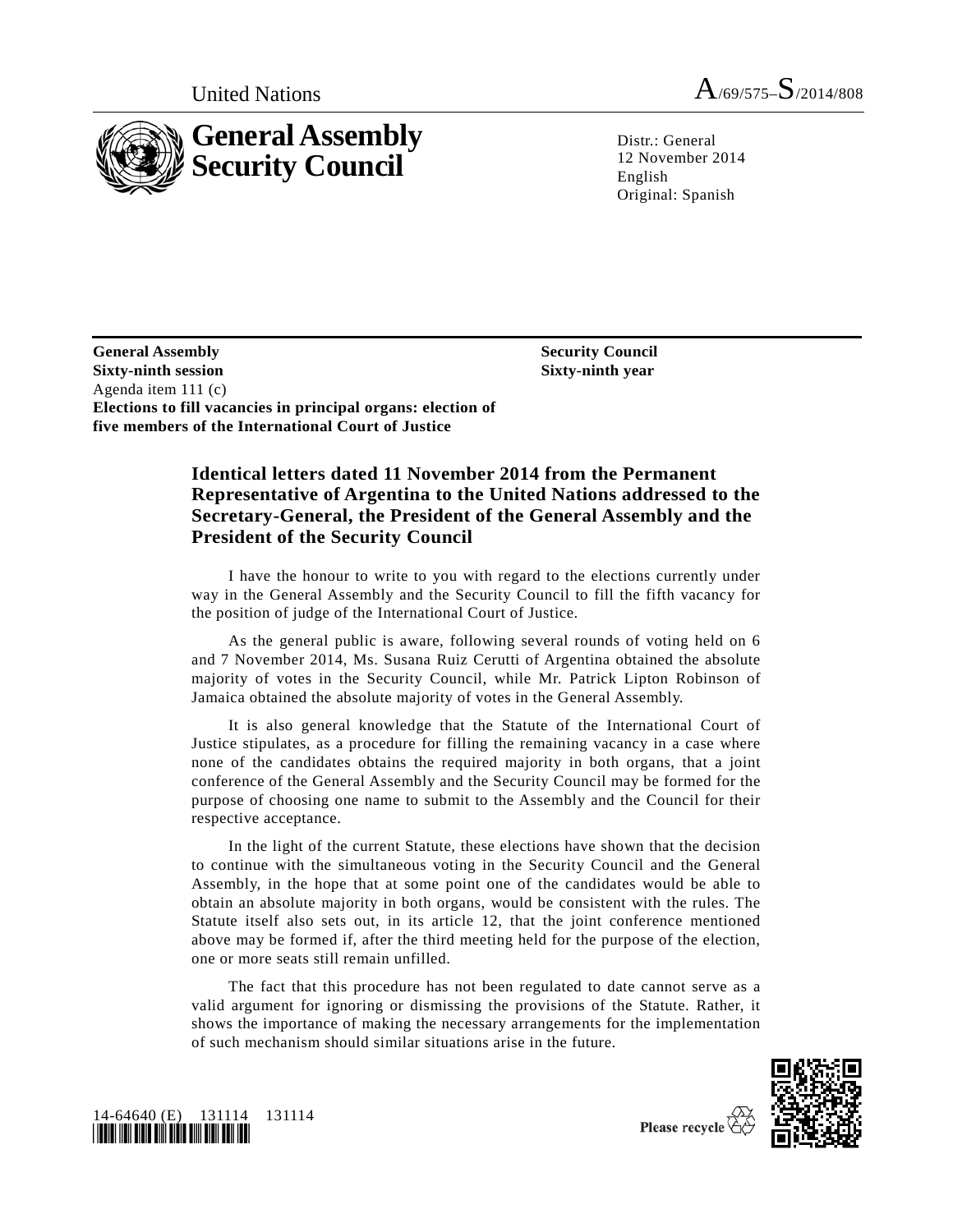United Nations A/69/575–S/2014/808

# General Assembly Security Council

Distr.: General
12 November 2014
English
Original: Spanish

**General Assembly**
**Sixty-ninth session**
Agenda item 111 (c)
**Elections to fill vacancies in principal organs: election of five members of the International Court of Justice**

**Security Council**
**Sixty-ninth year**

## Identical letters dated 11 November 2014 from the Permanent Representative of Argentina to the United Nations addressed to the Secretary-General, the President of the General Assembly and the President of the Security Council

I have the honour to write to you with regard to the elections currently under way in the General Assembly and the Security Council to fill the fifth vacancy for the position of judge of the International Court of Justice.

As the general public is aware, following several rounds of voting held on 6 and 7 November 2014, Ms. Susana Ruiz Cerutti of Argentina obtained the absolute majority of votes in the Security Council, while Mr. Patrick Lipton Robinson of Jamaica obtained the absolute majority of votes in the General Assembly.

It is also general knowledge that the Statute of the International Court of Justice stipulates, as a procedure for filling the remaining vacancy in a case where none of the candidates obtains the required majority in both organs, that a joint conference of the General Assembly and the Security Council may be formed for the purpose of choosing one name to submit to the Assembly and the Council for their respective acceptance.

In the light of the current Statute, these elections have shown that the decision to continue with the simultaneous voting in the Security Council and the General Assembly, in the hope that at some point one of the candidates would be able to obtain an absolute majority in both organs, would be consistent with the rules. The Statute itself also sets out, in its article 12, that the joint conference mentioned above may be formed if, after the third meeting held for the purpose of the election, one or more seats still remain unfilled.

The fact that this procedure has not been regulated to date cannot serve as a valid argument for ignoring or dismissing the provisions of the Statute. Rather, it shows the importance of making the necessary arrangements for the implementation of such mechanism should similar situations arise in the future.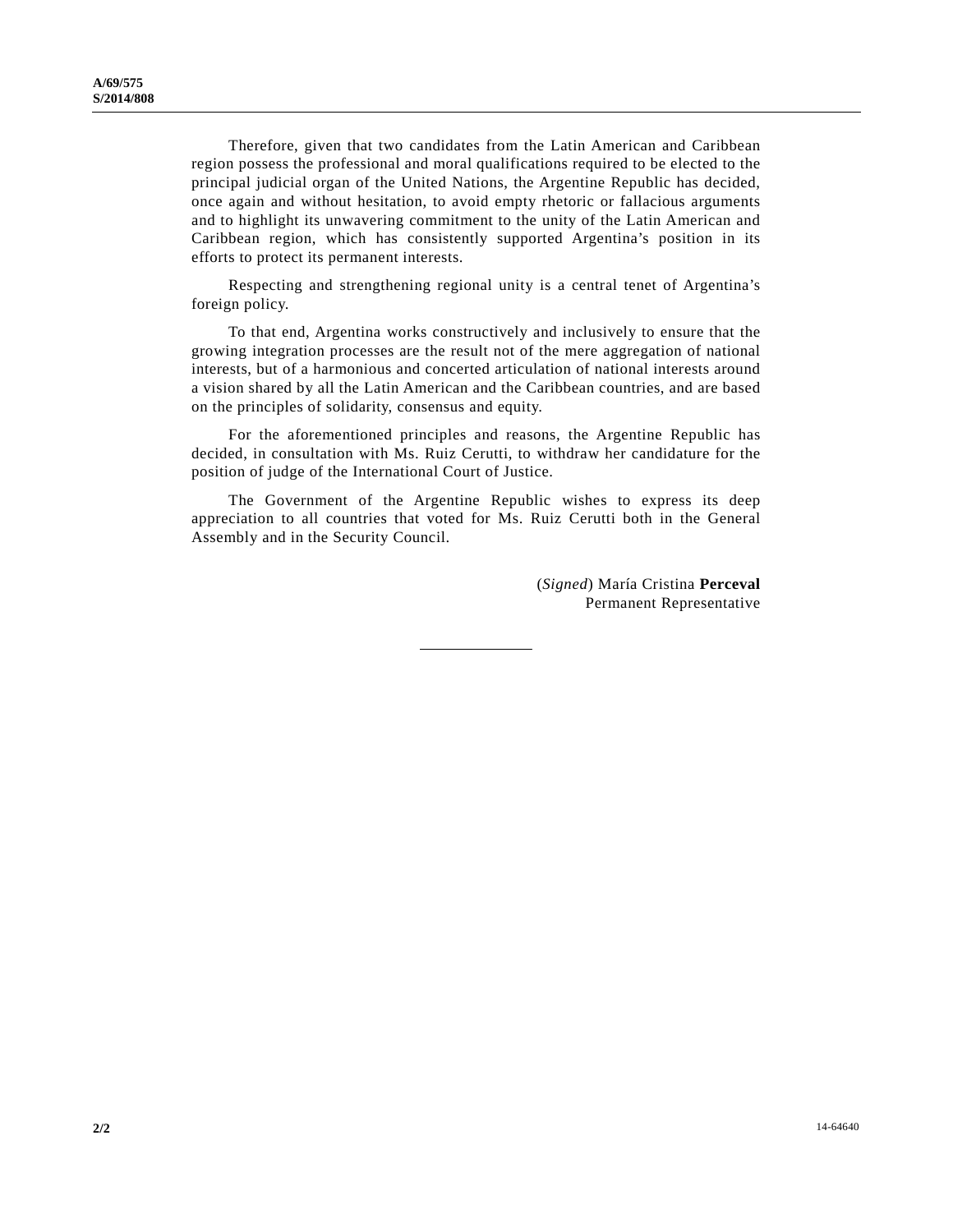Therefore, given that two candidates from the Latin American and Caribbean region possess the professional and moral qualifications required to be elected to the principal judicial organ of the United Nations, the Argentine Republic has decided, once again and without hesitation, to avoid empty rhetoric or fallacious arguments and to highlight its unwavering commitment to the unity of the Latin American and Caribbean region, which has consistently supported Argentina's position in its efforts to protect its permanent interests.

Respecting and strengthening regional unity is a central tenet of Argentina's foreign policy.

To that end, Argentina works constructively and inclusively to ensure that the growing integration processes are the result not of the mere aggregation of national interests, but of a harmonious and concerted articulation of national interests around a vision shared by all the Latin American and the Caribbean countries, and are based on the principles of solidarity, consensus and equity.

For the aforementioned principles and reasons, the Argentine Republic has decided, in consultation with Ms. Ruiz Cerutti, to withdraw her candidature for the position of judge of the International Court of Justice.

The Government of the Argentine Republic wishes to express its deep appreciation to all countries that voted for Ms. Ruiz Cerutti both in the General Assembly and in the Security Council.

(*Signed*) María Cristina **Perceval**
Permanent Representative